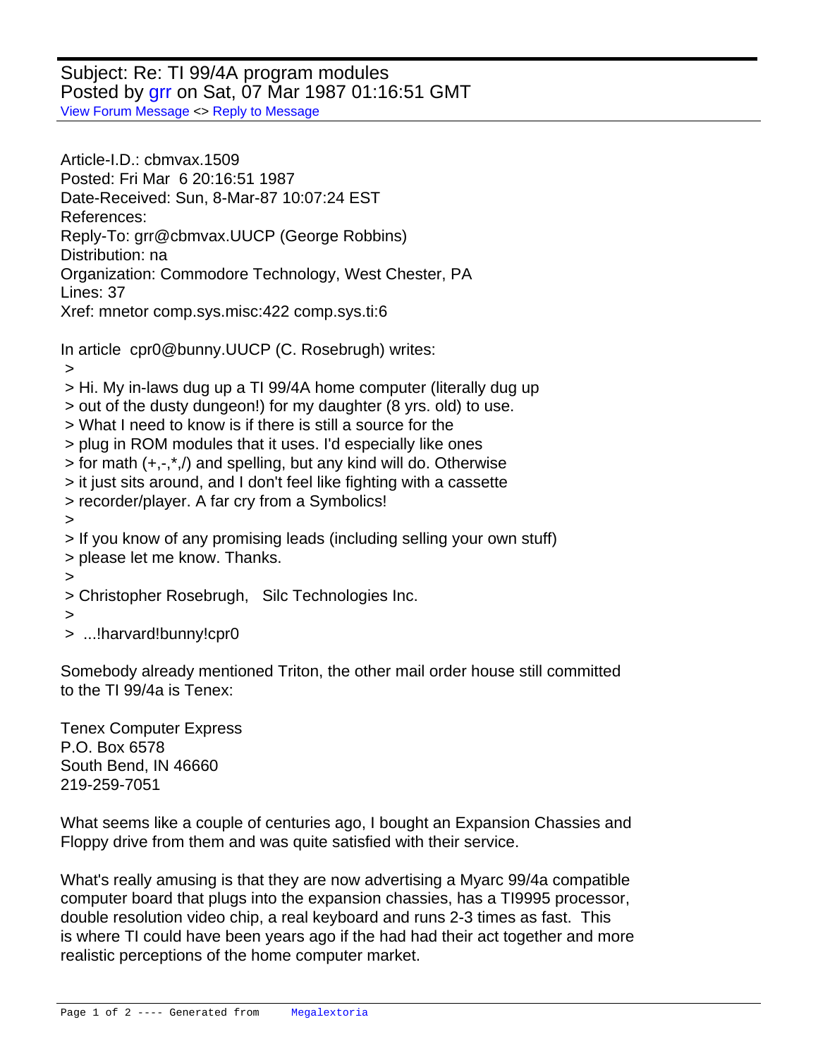Subject: Re: TI 99/4A program modules
Posted by grr on Sat, 07 Mar 1987 01:16:51 GMT
View Forum Message <> Reply to Message

Article-I.D.: cbmvax.1509
Posted: Fri Mar 6 20:16:51 1987
Date-Received: Sun, 8-Mar-87 10:07:24 EST
References:
Reply-To: grr@cbmvax.UUCP (George Robbins)
Distribution: na
Organization: Commodore Technology, West Chester, PA
Lines: 37
Xref: mnetor comp.sys.misc:422 comp.sys.ti:6

In article cpr0@bunny.UUCP (C. Rosebrugh) writes:

> 
> Hi. My in-laws dug up a TI 99/4A home computer (literally dug up
> out of the dusty dungeon!) for my daughter (8 yrs. old) to use.
> What I need to know is if there is still a source for the
> plug in ROM modules that it uses. I'd especially like ones
> for math (+,-,*,/) and spelling, but any kind will do. Otherwise
> it just sits around, and I don't feel like fighting with a cassette
> recorder/player. A far cry from a Symbolics!
> 
> If you know of any promising leads (including selling your own stuff)
> please let me know. Thanks.
> 
> Christopher Rosebrugh, Silc Technologies Inc.
> 
> ...!harvard!bunny!cpr0

Somebody already mentioned Triton, the other mail order house still committed
to the TI 99/4a is Tenex:

Tenex Computer Express
P.O. Box 6578
South Bend, IN 46660
219-259-7051

What seems like a couple of centuries ago, I bought an Expansion Chassies and
Floppy drive from them and was quite satisfied with their service.

What's really amusing is that they are now advertising a Myarc 99/4a compatible
computer board that plugs into the expansion chassies, has a TI9995 processor,
double resolution video chip, a real keyboard and runs 2-3 times as fast. This
is where TI could have been years ago if the had had their act together and more
realistic perceptions of the home computer market.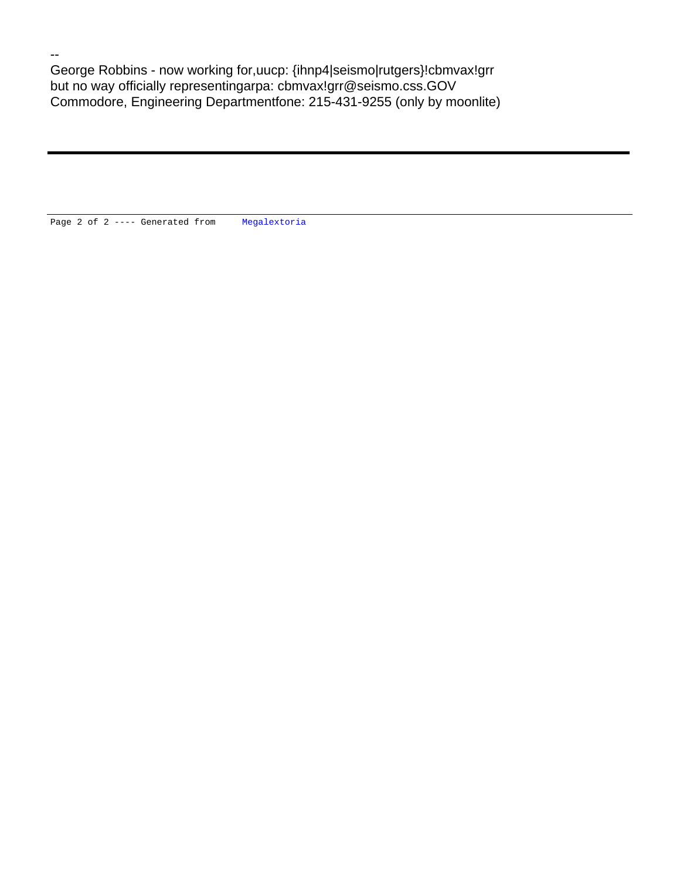--
George Robbins - now working for,uucp: {ihnp4|seismo|rutgers}!cbmvax!grr
but no way officially representingarpa: cbmvax!grr@seismo.css.GOV
Commodore, Engineering Departmentfone: 215-431-9255 (only by moonlite)

---